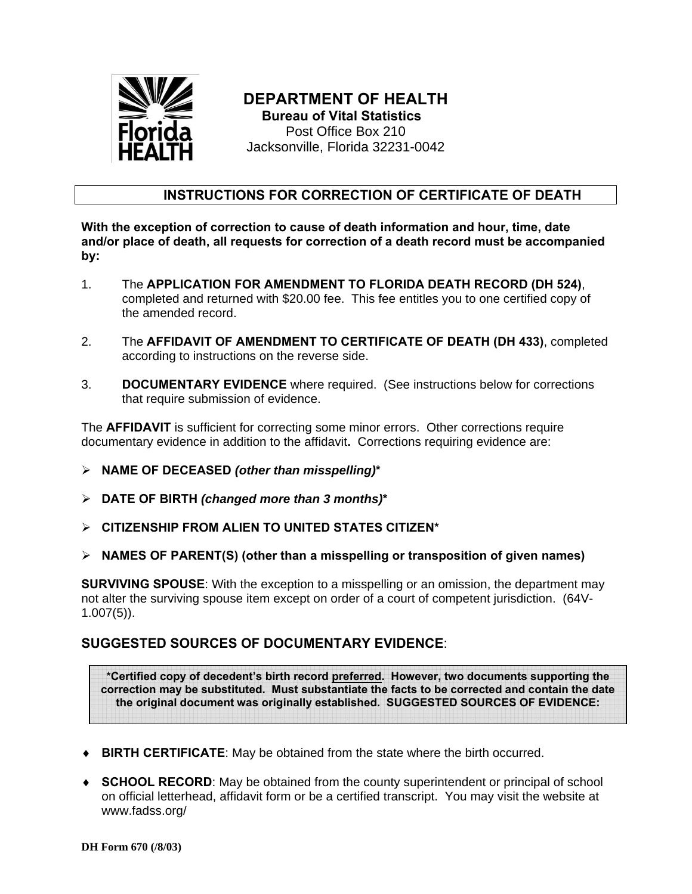**DEPARTMENT OF HEALTH**
**Bureau of Vital Statistics**
Post Office Box 210
Jacksonville, Florida 32231-0042

## INSTRUCTIONS FOR CORRECTION OF CERTIFICATE OF DEATH

**With the exception of correction to cause of death information and hour, time, date and/or place of death, all requests for correction of a death record must be accompanied by:**

1. The **APPLICATION FOR AMENDMENT TO FLORIDA DEATH RECORD (DH 524)**, completed and returned with $20.00 fee. This fee entitles you to one certified copy of the amended record.

2. The **AFFIDAVIT OF AMENDMENT TO CERTIFICATE OF DEATH (DH 433)**, completed according to instructions on the reverse side.

3. **DOCUMENTARY EVIDENCE** where required. (See instructions below for corrections that require submission of evidence.

The **AFFIDAVIT** is sufficient for correcting some minor errors. Other corrections require documentary evidence in addition to the affidavit**.** Corrections requiring evidence are:

- **NAME OF DECEASED *(other than misspelling)****
- **DATE OF BIRTH *(changed more than 3 months)****
- **CITIZENSHIP FROM ALIEN TO UNITED STATES CITIZEN***
- **NAMES OF PARENT(S) (other than a misspelling or transposition of given names)**

**SURVIVING SPOUSE**: With the exception to a misspelling or an omission, the department may not alter the surviving spouse item except on order of a court of competent jurisdiction. (64V-1.007(5)).

## SUGGESTED SOURCES OF DOCUMENTARY EVIDENCE:

**\*Certified copy of decedent's birth record <u>preferred</u>. However, two documents supporting the correction may be substituted. Must substantiate the facts to be corrected and contain the date the original document was originally established. SUGGESTED SOURCES OF EVIDENCE:**

- **BIRTH CERTIFICATE**: May be obtained from the state where the birth occurred.
- **SCHOOL RECORD**: May be obtained from the county superintendent or principal of school on official letterhead, affidavit form or be a certified transcript. You may visit the website at www.fadss.org/

DH Form 670 (/8/03)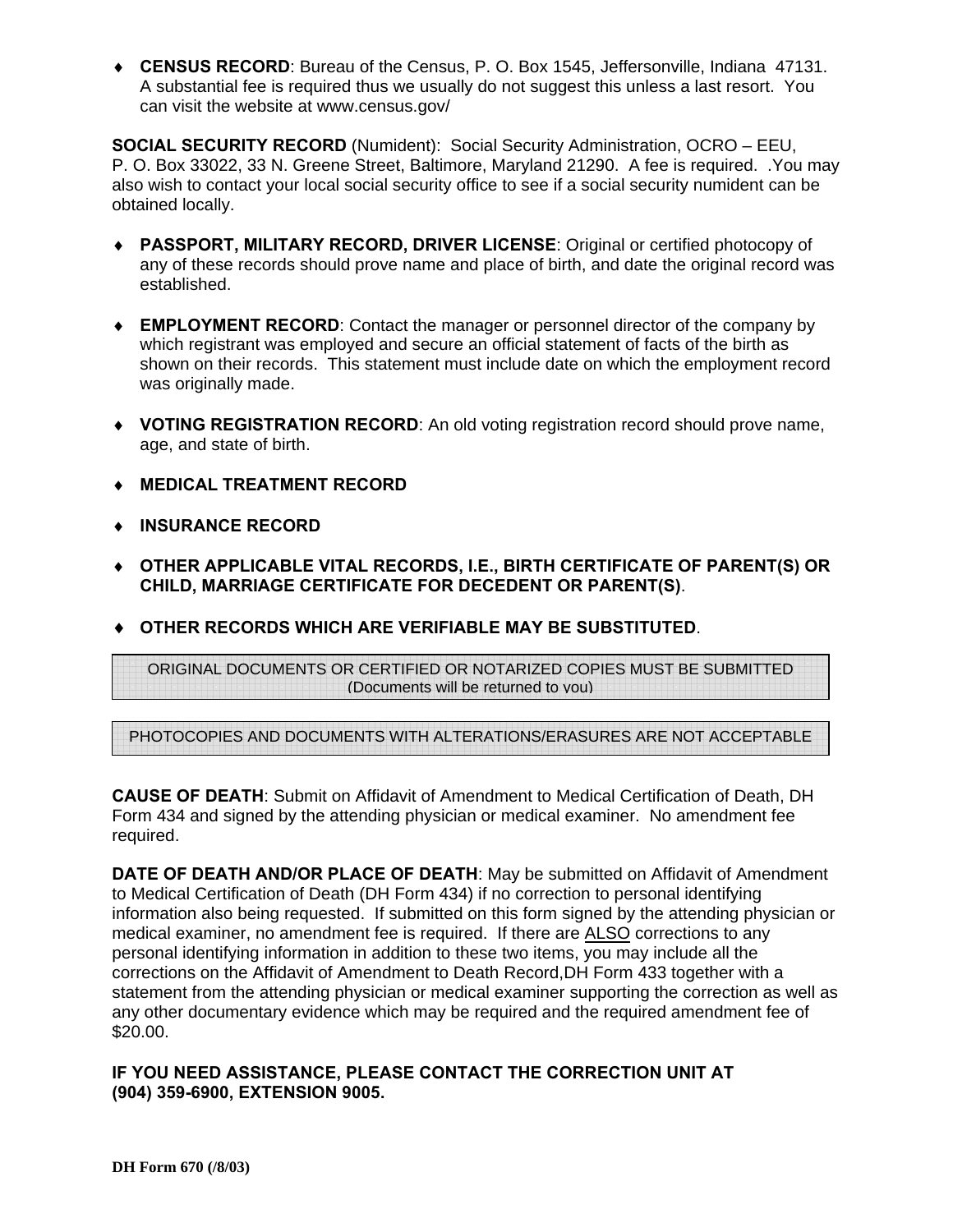- **CENSUS RECORD**: Bureau of the Census, P. O. Box 1545, Jeffersonville, Indiana 47131. A substantial fee is required thus we usually do not suggest this unless a last resort. You can visit the website at www.census.gov/

**SOCIAL SECURITY RECORD** (Numident): Social Security Administration, OCRO – EEU, P. O. Box 33022, 33 N. Greene Street, Baltimore, Maryland 21290. A fee is required. .You may also wish to contact your local social security office to see if a social security numident can be obtained locally.

- **PASSPORT, MILITARY RECORD, DRIVER LICENSE**: Original or certified photocopy of any of these records should prove name and place of birth, and date the original record was established.

- **EMPLOYMENT RECORD**: Contact the manager or personnel director of the company by which registrant was employed and secure an official statement of facts of the birth as shown on their records. This statement must include date on which the employment record was originally made.

- **VOTING REGISTRATION RECORD**: An old voting registration record should prove name, age, and state of birth.

- **MEDICAL TREATMENT RECORD**

- **INSURANCE RECORD**

- **OTHER APPLICABLE VITAL RECORDS, I.E., BIRTH CERTIFICATE OF PARENT(S) OR CHILD, MARRIAGE CERTIFICATE FOR DECEDENT OR PARENT(S)**.

- **OTHER RECORDS WHICH ARE VERIFIABLE MAY BE SUBSTITUTED**.

ORIGINAL DOCUMENTS OR CERTIFIED OR NOTARIZED COPIES MUST BE SUBMITTED
(Documents will be returned to you)

PHOTOCOPIES AND DOCUMENTS WITH ALTERATIONS/ERASURES ARE NOT ACCEPTABLE

**CAUSE OF DEATH**: Submit on Affidavit of Amendment to Medical Certification of Death, DH Form 434 and signed by the attending physician or medical examiner. No amendment fee required.

**DATE OF DEATH AND/OR PLACE OF DEATH**: May be submitted on Affidavit of Amendment to Medical Certification of Death (DH Form 434) if no correction to personal identifying information also being requested. If submitted on this form signed by the attending physician or medical examiner, no amendment fee is required. If there are <u>ALSO</u> corrections to any personal identifying information in addition to these two items, you may include all the corrections on the Affidavit of Amendment to Death Record,DH Form 433 together with a statement from the attending physician or medical examiner supporting the correction as well as any other documentary evidence which may be required and the required amendment fee of $20.00.

**IF YOU NEED ASSISTANCE, PLEASE CONTACT THE CORRECTION UNIT AT (904) 359-6900, EXTENSION 9005.**

**DH Form 670 (/8/03)**